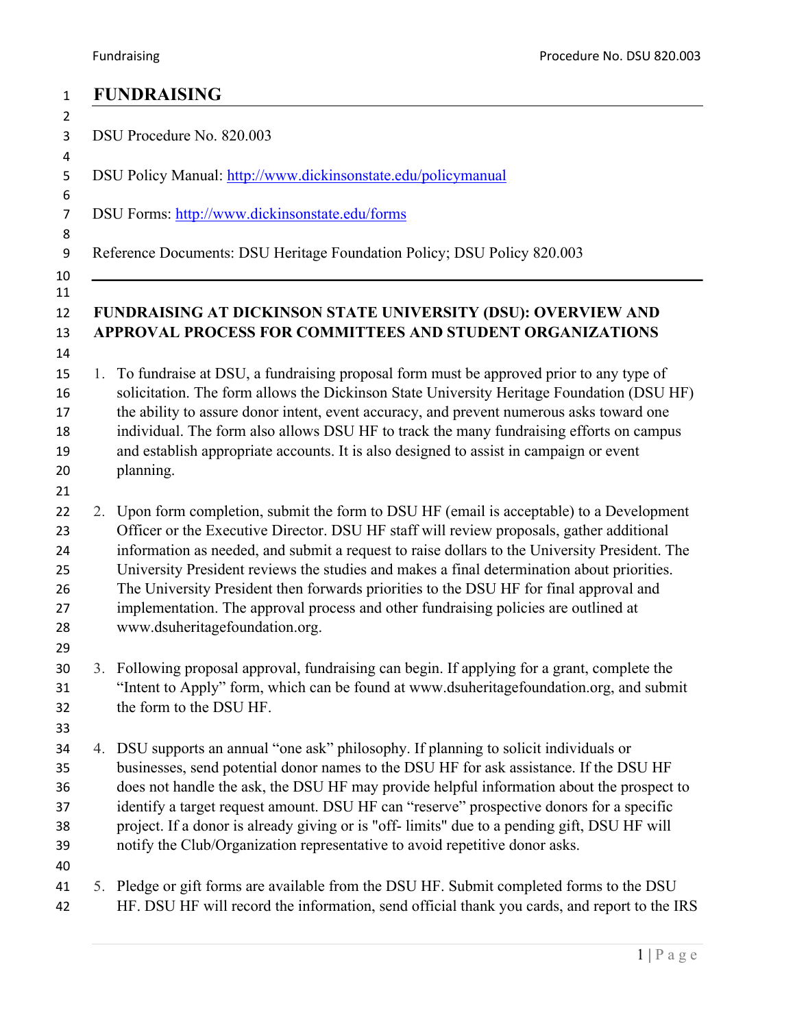# FUNDRAISING

DSU Procedure No. 820.003

DSU Policy Manual: http://www.dickinsonstate.edu/policymanual

DSU Forms: http://www.dickinsonstate.edu/forms

Reference Documents: DSU Heritage Foundation Policy; DSU Policy 820.003

---

## FUNDRAISING AT DICKINSON STATE UNIVERSITY (DSU): OVERVIEW AND APPROVAL PROCESS FOR COMMITTEES AND STUDENT ORGANIZATIONS

1. To fundraise at DSU, a fundraising proposal form must be approved prior to any type of solicitation. The form allows the Dickinson State University Heritage Foundation (DSU HF) the ability to assure donor intent, event accuracy, and prevent numerous asks toward one individual. The form also allows DSU HF to track the many fundraising efforts on campus and establish appropriate accounts. It is also designed to assist in campaign or event planning.

2. Upon form completion, submit the form to DSU HF (email is acceptable) to a Development Officer or the Executive Director. DSU HF staff will review proposals, gather additional information as needed, and submit a request to raise dollars to the University President. The University President reviews the studies and makes a final determination about priorities. The University President then forwards priorities to the DSU HF for final approval and implementation. The approval process and other fundraising policies are outlined at www.dsuheritagefoundation.org.

3. Following proposal approval, fundraising can begin. If applying for a grant, complete the "Intent to Apply" form, which can be found at www.dsuheritagefoundation.org, and submit the form to the DSU HF.

4. DSU supports an annual "one ask" philosophy. If planning to solicit individuals or businesses, send potential donor names to the DSU HF for ask assistance. If the DSU HF does not handle the ask, the DSU HF may provide helpful information about the prospect to identify a target request amount. DSU HF can "reserve" prospective donors for a specific project. If a donor is already giving or is "off- limits" due to a pending gift, DSU HF will notify the Club/Organization representative to avoid repetitive donor asks.

5. Pledge or gift forms are available from the DSU HF. Submit completed forms to the DSU HF. DSU HF will record the information, send official thank you cards, and report to the IRS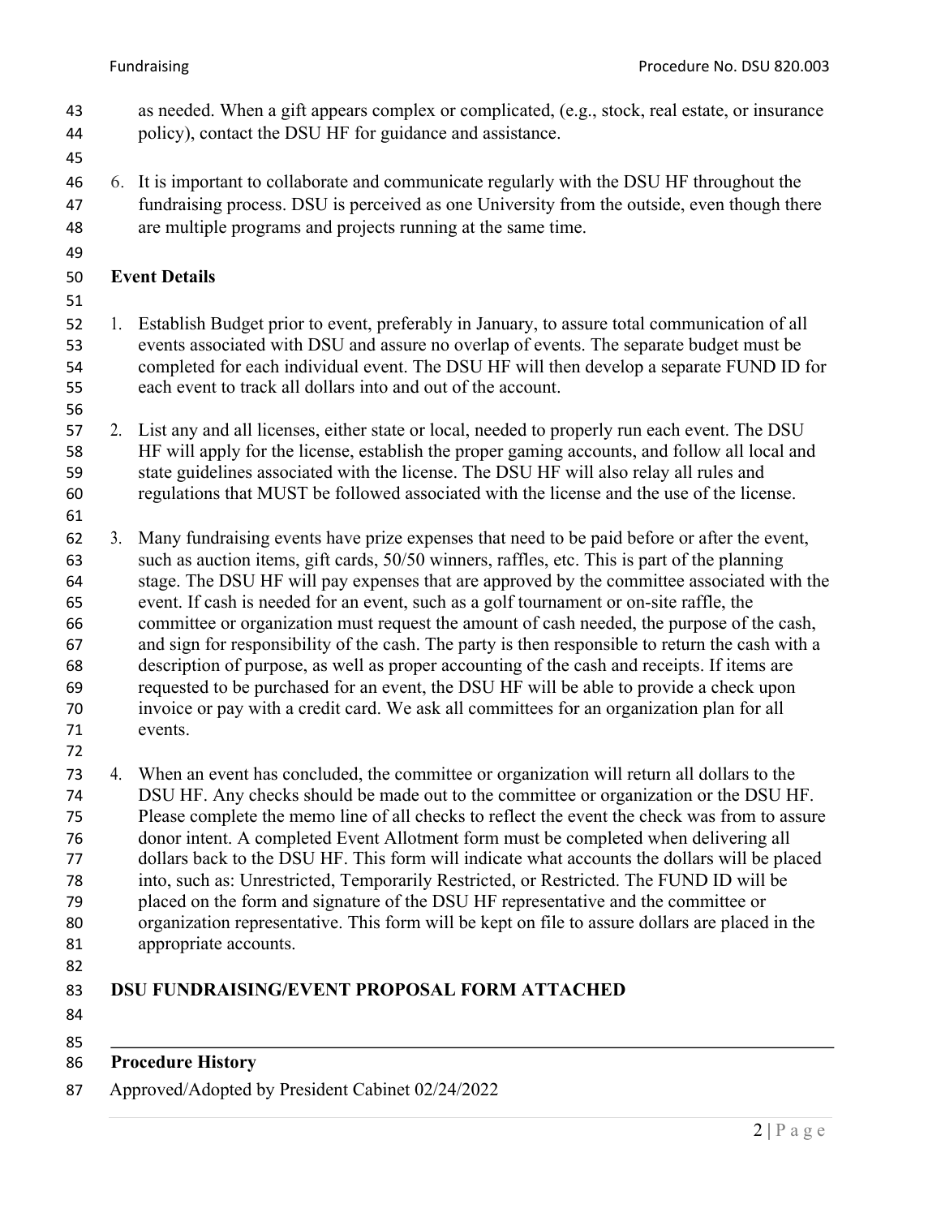as needed. When a gift appears complex or complicated, (e.g., stock, real estate, or insurance policy), contact the DSU HF for guidance and assistance.

6. It is important to collaborate and communicate regularly with the DSU HF throughout the fundraising process. DSU is perceived as one University from the outside, even though there are multiple programs and projects running at the same time.

**Event Details**

1. Establish Budget prior to event, preferably in January, to assure total communication of all events associated with DSU and assure no overlap of events. The separate budget must be completed for each individual event. The DSU HF will then develop a separate FUND ID for each event to track all dollars into and out of the account.

2. List any and all licenses, either state or local, needed to properly run each event. The DSU HF will apply for the license, establish the proper gaming accounts, and follow all local and state guidelines associated with the license. The DSU HF will also relay all rules and regulations that MUST be followed associated with the license and the use of the license.

3. Many fundraising events have prize expenses that need to be paid before or after the event, such as auction items, gift cards, 50/50 winners, raffles, etc. This is part of the planning stage. The DSU HF will pay expenses that are approved by the committee associated with the event. If cash is needed for an event, such as a golf tournament or on-site raffle, the committee or organization must request the amount of cash needed, the purpose of the cash, and sign for responsibility of the cash. The party is then responsible to return the cash with a description of purpose, as well as proper accounting of the cash and receipts. If items are requested to be purchased for an event, the DSU HF will be able to provide a check upon invoice or pay with a credit card. We ask all committees for an organization plan for all events.

4. When an event has concluded, the committee or organization will return all dollars to the DSU HF. Any checks should be made out to the committee or organization or the DSU HF. Please complete the memo line of all checks to reflect the event the check was from to assure donor intent. A completed Event Allotment form must be completed when delivering all dollars back to the DSU HF. This form will indicate what accounts the dollars will be placed into, such as: Unrestricted, Temporarily Restricted, or Restricted. The FUND ID will be placed on the form and signature of the DSU HF representative and the committee or organization representative. This form will be kept on file to assure dollars are placed in the appropriate accounts.

**DSU FUNDRAISING/EVENT PROPOSAL FORM ATTACHED**

---

**Procedure History**

Approved/Adopted by President Cabinet 02/24/2022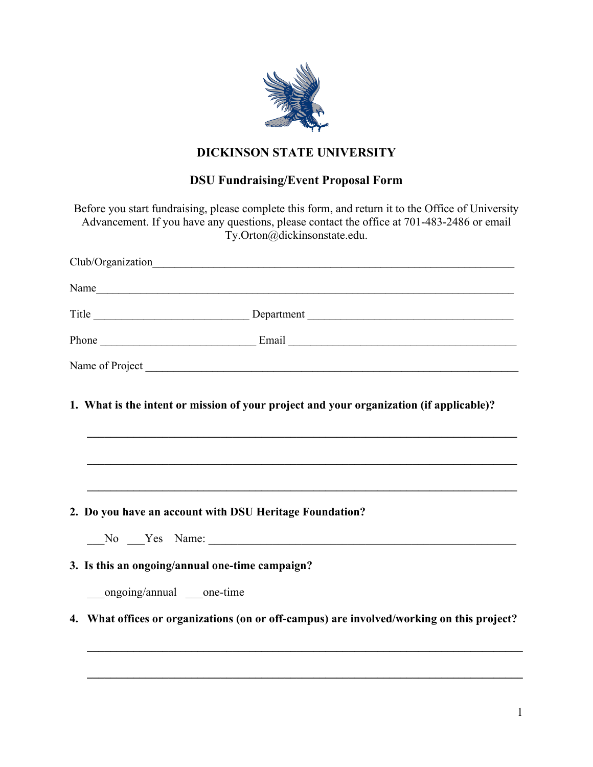# DICKINSON STATE UNIVERSITY

## DSU Fundraising/Event Proposal Form

Before you start fundraising, please complete this form, and return it to the Office of University Advancement. If you have any questions, please contact the office at 701-483-2486 or email Ty.Orton@dickinsonstate.edu.

Club/Organization_______________________________________________________________

Name_____________________________________________________________________

Title ___________________________ Department ____________________________________

Phone ___________________________ Email ________________________________________

Name of Project ___________________________________________________________________

**1. What is the intent or mission of your project and your organization (if applicable)?**

___________________________________________________________________________

___________________________________________________________________________

___________________________________________________________________________

**2. Do you have an account with DSU Heritage Foundation?**

___No ___Yes Name: _______________________________________________________

**3. Is this an ongoing/annual one-time campaign?**

___ongoing/annual ___one-time

**4. What offices or organizations (on or off-campus) are involved/working on this project?**

___________________________________________________________________________

___________________________________________________________________________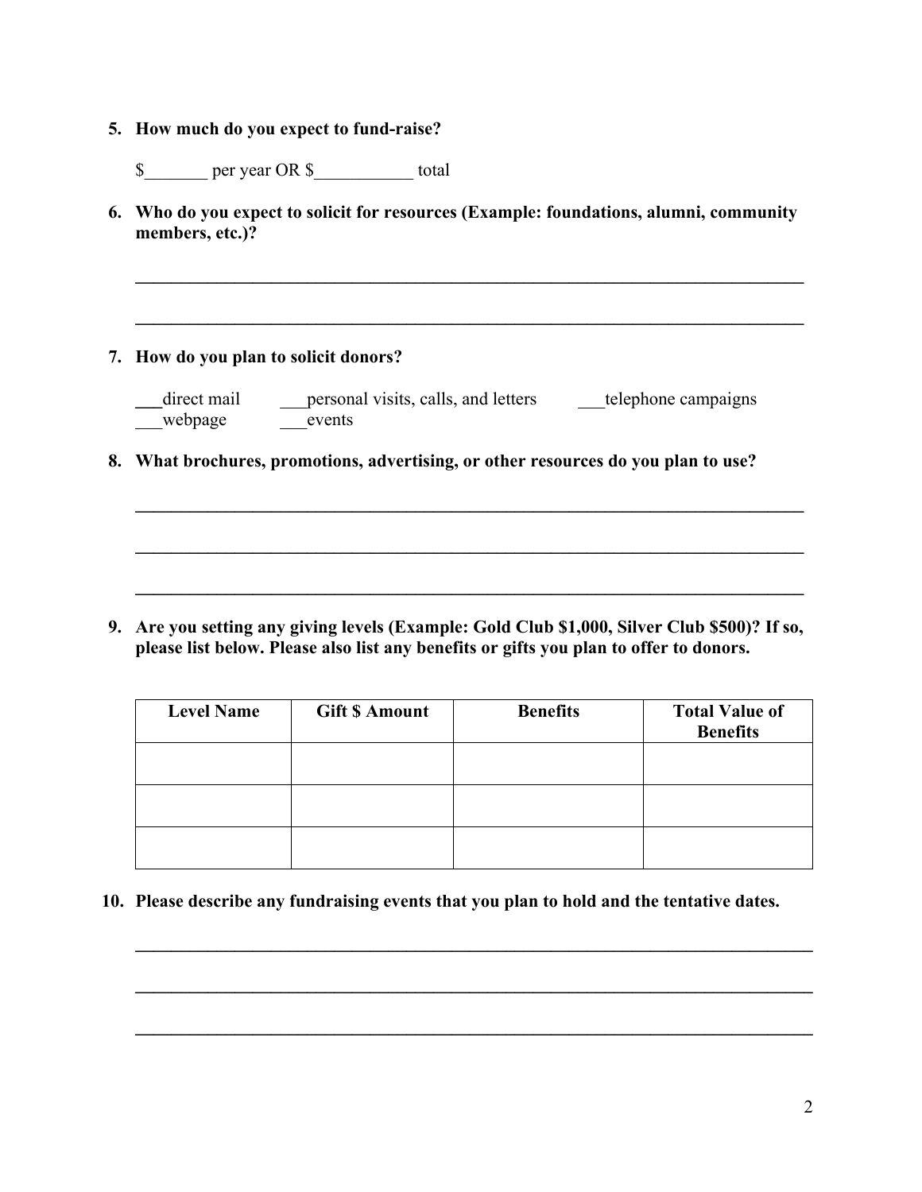**5. How much do you expect to fund-raise?**

$_______ per year OR $___________ total

**6. Who do you expect to solicit for resources (Example: foundations, alumni, community members, etc.)?**

______________________________________________________________________________

______________________________________________________________________________

**7. How do you plan to solicit donors?**

___direct mail ___personal visits, calls, and letters ___telephone campaigns
___webpage ___events

**8. What brochures, promotions, advertising, or other resources do you plan to use?**

______________________________________________________________________________

______________________________________________________________________________

______________________________________________________________________________

**9. Are you setting any giving levels (Example: Gold Club $1,000, Silver Club $500)? If so, please list below. Please also list any benefits or gifts you plan to offer to donors.**

| Level Name | Gift $ Amount | Benefits | Total Value of Benefits |
|---|---|---|---|
| | | | |
| | | | |
| | | | |

**10. Please describe any fundraising events that you plan to hold and the tentative dates.**

______________________________________________________________________________

______________________________________________________________________________

______________________________________________________________________________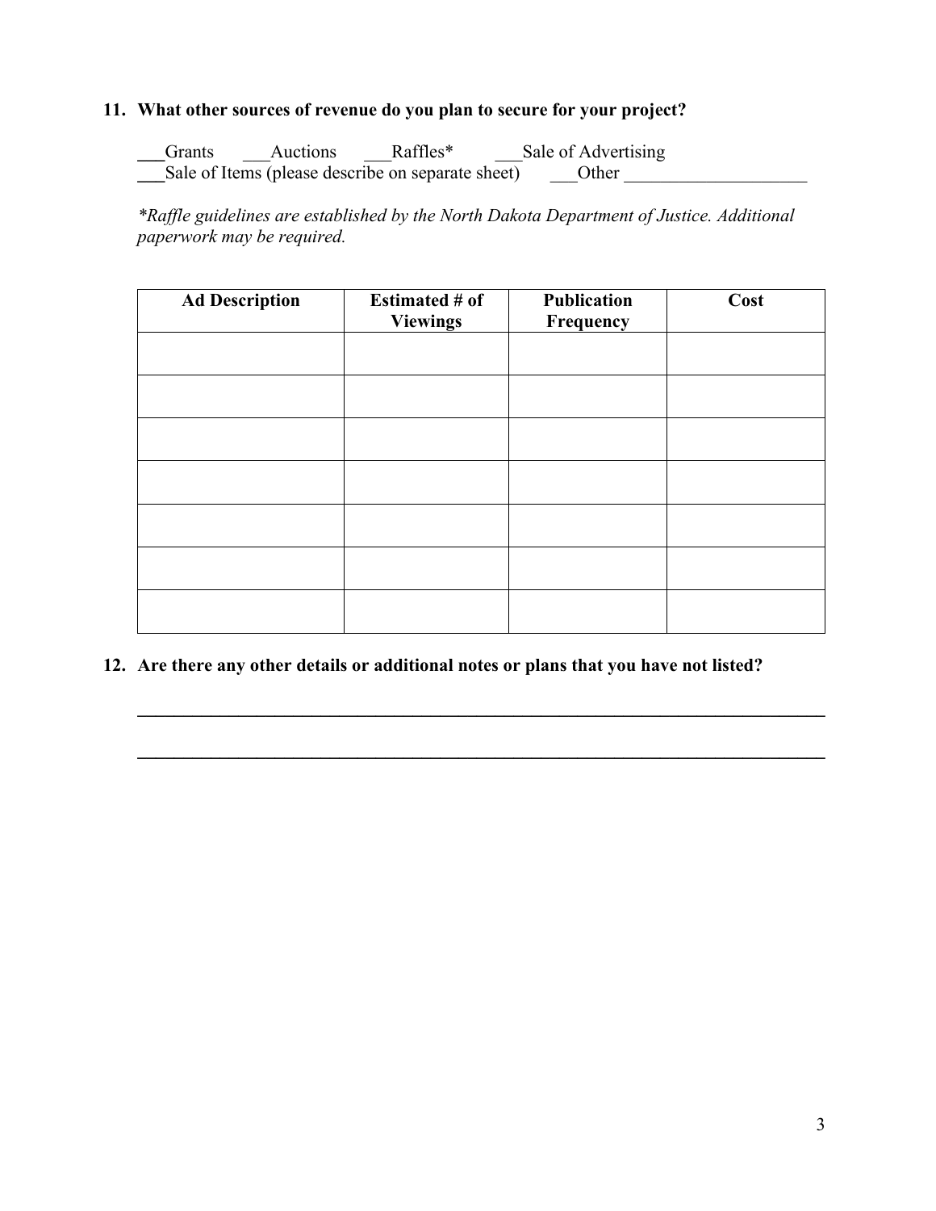**11. What other sources of revenue do you plan to secure for your project?**

___Grants ___Auctions ___Raffles* ___Sale of Advertising
___Sale of Items (please describe on separate sheet) ___Other ____________________

*\*Raffle guidelines are established by the North Dakota Department of Justice. Additional paperwork may be required.*

| Ad Description | Estimated # of Viewings | Publication Frequency | Cost |
|---|---|---|---|
| | | | |
| | | | |
| | | | |
| | | | |
| | | | |
| | | | |
| | | | |

**12. Are there any other details or additional notes or plans that you have not listed?**

________________________________________________________________________________

________________________________________________________________________________